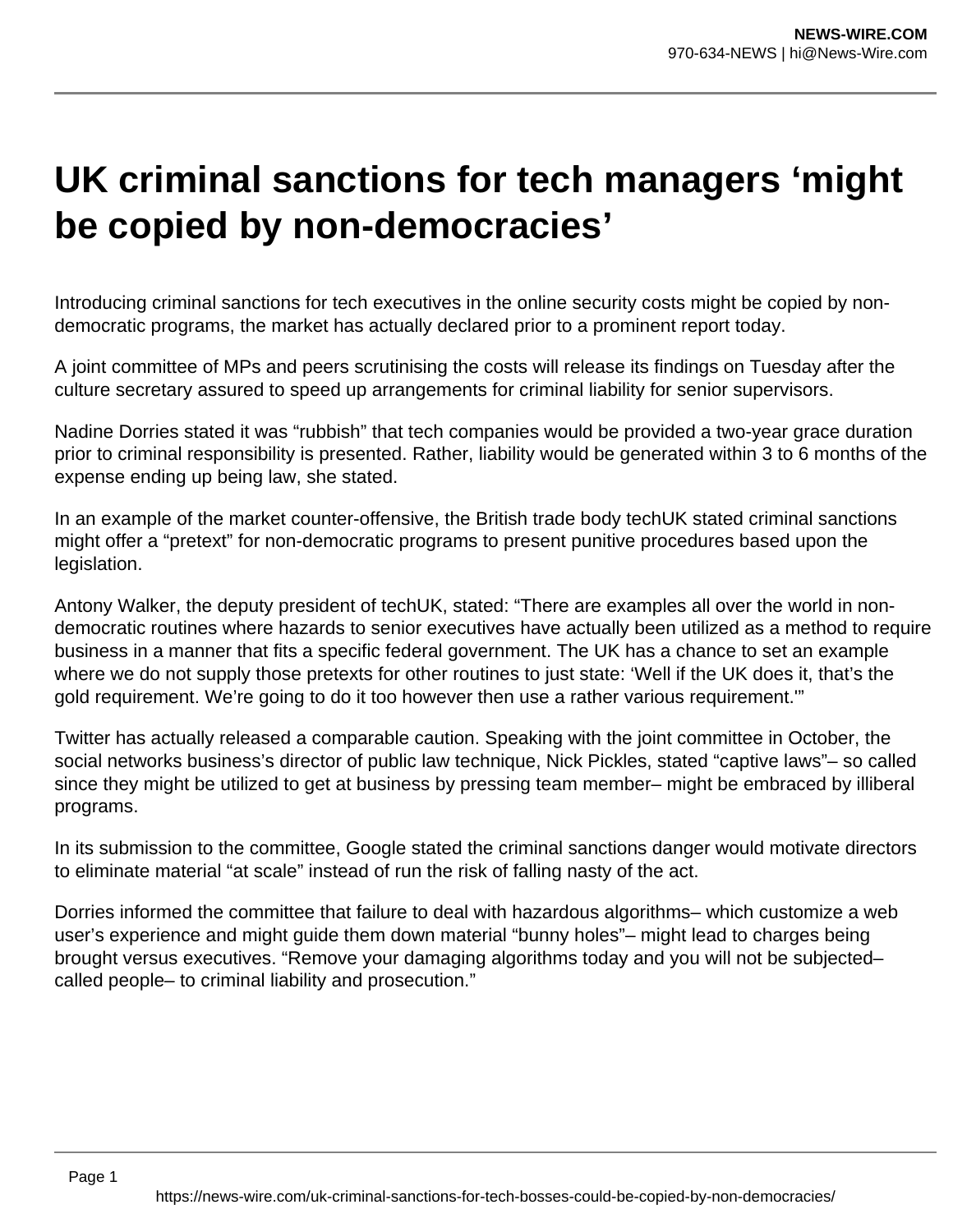# UK criminal sanctions for tech managers 'might be copied by non-democracies'

Introducing criminal sanctions for tech executives in the online security costs might be copied by non-democratic programs, the market has actually declared prior to a prominent report today.

A joint committee of MPs and peers scrutinising the costs will release its findings on Tuesday after the culture secretary assured to speed up arrangements for criminal liability for senior supervisors.

Nadine Dorries stated it was "rubbish" that tech companies would be provided a two-year grace duration prior to criminal responsibility is presented. Rather, liability would be generated within 3 to 6 months of the expense ending up being law, she stated.

In an example of the market counter-offensive, the British trade body techUK stated criminal sanctions might offer a "pretext" for non-democratic programs to present punitive procedures based upon the legislation.

Antony Walker, the deputy president of techUK, stated: "There are examples all over the world in non-democratic routines where hazards to senior executives have actually been utilized as a method to require business in a manner that fits a specific federal government. The UK has a chance to set an example where we do not supply those pretexts for other routines to just state: 'Well if the UK does it, that's the gold requirement. We're going to do it too however then use a rather various requirement.'"

Twitter has actually released a comparable caution. Speaking with the joint committee in October, the social networks business's director of public law technique, Nick Pickles, stated "captive laws"– so called since they might be utilized to get at business by pressing team member– might be embraced by illiberal programs.

In its submission to the committee, Google stated the criminal sanctions danger would motivate directors to eliminate material "at scale" instead of run the risk of falling nasty of the act.

Dorries informed the committee that failure to deal with hazardous algorithms– which customize a web user's experience and might guide them down material "bunny holes"– might lead to charges being brought versus executives. "Remove your damaging algorithms today and you will not be subjected– called people– to criminal liability and prosecution."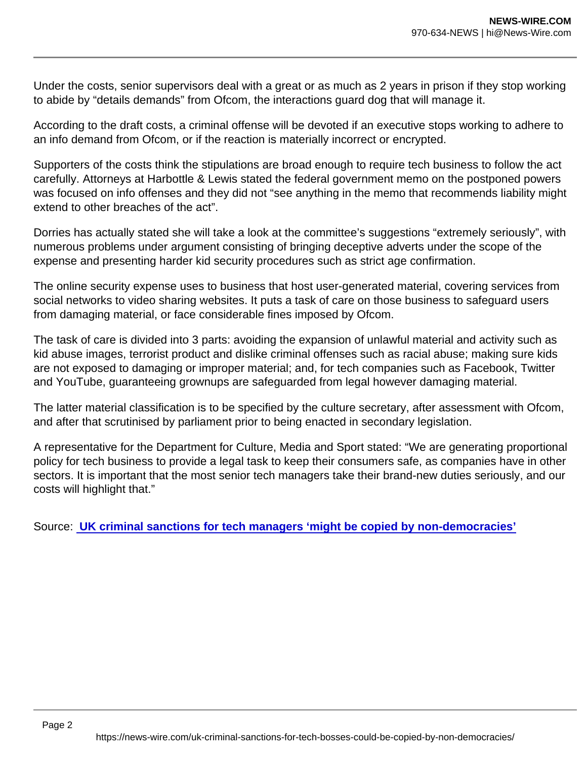Under the costs, senior supervisors deal with a great or as much as 2 years in prison if they stop working to abide by “details demands” from Ofcom, the interactions guard dog that will manage it.

According to the draft costs, a criminal offense will be devoted if an executive stops working to adhere to an info demand from Ofcom, or if the reaction is materially incorrect or encrypted.

Supporters of the costs think the stipulations are broad enough to require tech business to follow the act carefully. Attorneys at Harbottle & Lewis stated the federal government memo on the postponed powers was focused on info offenses and they did not “see anything in the memo that recommends liability might extend to other breaches of the act”.

Dorries has actually stated she will take a look at the committee’s suggestions “extremely seriously”, with numerous problems under argument consisting of bringing deceptive adverts under the scope of the expense and presenting harder kid security procedures such as strict age confirmation.

The online security expense uses to business that host user-generated material, covering services from social networks to video sharing websites. It puts a task of care on those business to safeguard users from damaging material, or face considerable fines imposed by Ofcom.

The task of care is divided into 3 parts: avoiding the expansion of unlawful material and activity such as kid abuse images, terrorist product and dislike criminal offenses such as racial abuse; making sure kids are not exposed to damaging or improper material; and, for tech companies such as Facebook, Twitter and YouTube, guaranteeing grownups are safeguarded from legal however damaging material.

The latter material classification is to be specified by the culture secretary, after assessment with Ofcom, and after that scrutinised by parliament prior to being enacted in secondary legislation.

A representative for the Department for Culture, Media and Sport stated: “We are generating proportional policy for tech business to provide a legal task to keep their consumers safe, as companies have in other sectors. It is important that the most senior tech managers take their brand-new duties seriously, and our costs will highlight that.”

Source: [UK criminal sanctions for tech managers ‘might be copied by non-democracies’](https://news-wire.com/uk-criminal-sanctions-for-tech-bosses-could-be-copied-by-non-democracies/)